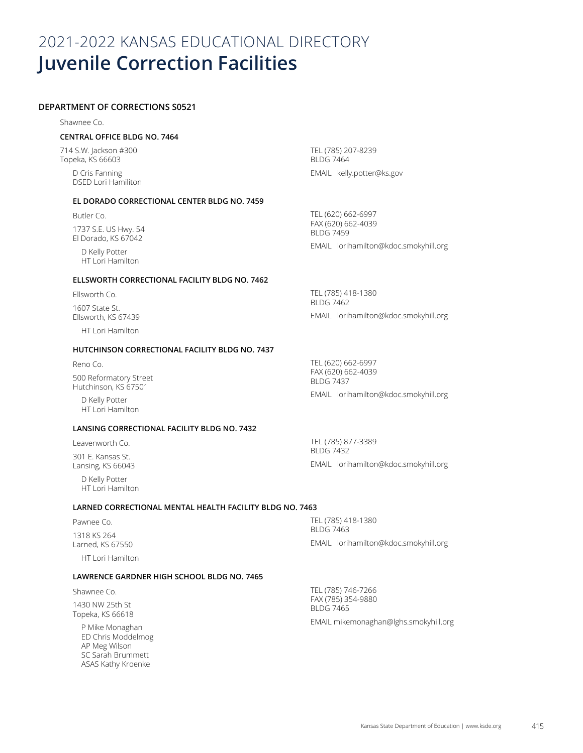# 2021-2022 KANSAS EDUCATIONAL DIRECTORY
# Juvenile Correction Facilities

**DEPARTMENT OF CORRECTIONS S0521**

Shawnee Co.

**CENTRAL OFFICE BLDG NO. 7464**

714 S.W. Jackson #300
Topeka, KS 66603

D Cris Fanning
DSED Lori Hamiliton

TEL (785) 207-8239
BLDG 7464

EMAIL kelly.potter@ks.gov

**EL DORADO CORRECTIONAL CENTER BLDG NO. 7459**

Butler Co.

1737 S.E. US Hwy. 54
El Dorado, KS 67042

D Kelly Potter
HT Lori Hamilton

TEL (620) 662-6997
FAX (620) 662-4039
BLDG 7459

EMAIL lorihamilton@kdoc.smokyhill.org

**ELLSWORTH CORRECTIONAL FACILITY BLDG NO. 7462**

Ellsworth Co.

1607 State St.
Ellsworth, KS 67439

HT Lori Hamilton

TEL (785) 418-1380
BLDG 7462

EMAIL lorihamilton@kdoc.smokyhill.org

**HUTCHINSON CORRECTIONAL FACILITY BLDG NO. 7437**

Reno Co.

500 Reformatory Street
Hutchinson, KS 67501

D Kelly Potter
HT Lori Hamilton

TEL (620) 662-6997
FAX (620) 662-4039
BLDG 7437

EMAIL lorihamilton@kdoc.smokyhill.org

**LANSING CORRECTIONAL FACILITY BLDG NO. 7432**

Leavenworth Co.

301 E. Kansas St.
Lansing, KS 66043

D Kelly Potter
HT Lori Hamilton

TEL (785) 877-3389
BLDG 7432

EMAIL lorihamilton@kdoc.smokyhill.org

**LARNED CORRECTIONAL MENTAL HEALTH FACILITY BLDG NO. 7463**

Pawnee Co.

1318 KS 264
Larned, KS 67550

HT Lori Hamilton

TEL (785) 418-1380
BLDG 7463

EMAIL lorihamilton@kdoc.smokyhill.org

**LAWRENCE GARDNER HIGH SCHOOL BLDG NO. 7465**

Shawnee Co.

1430 NW 25th St
Topeka, KS 66618

P Mike Monaghan
ED Chris Moddelmog
AP Meg Wilson
SC Sarah Brummett
ASAS Kathy Kroenke

TEL (785) 746-7266
FAX (785) 354-9880
BLDG 7465

EMAIL mikemonaghan@lghs.smokyhill.org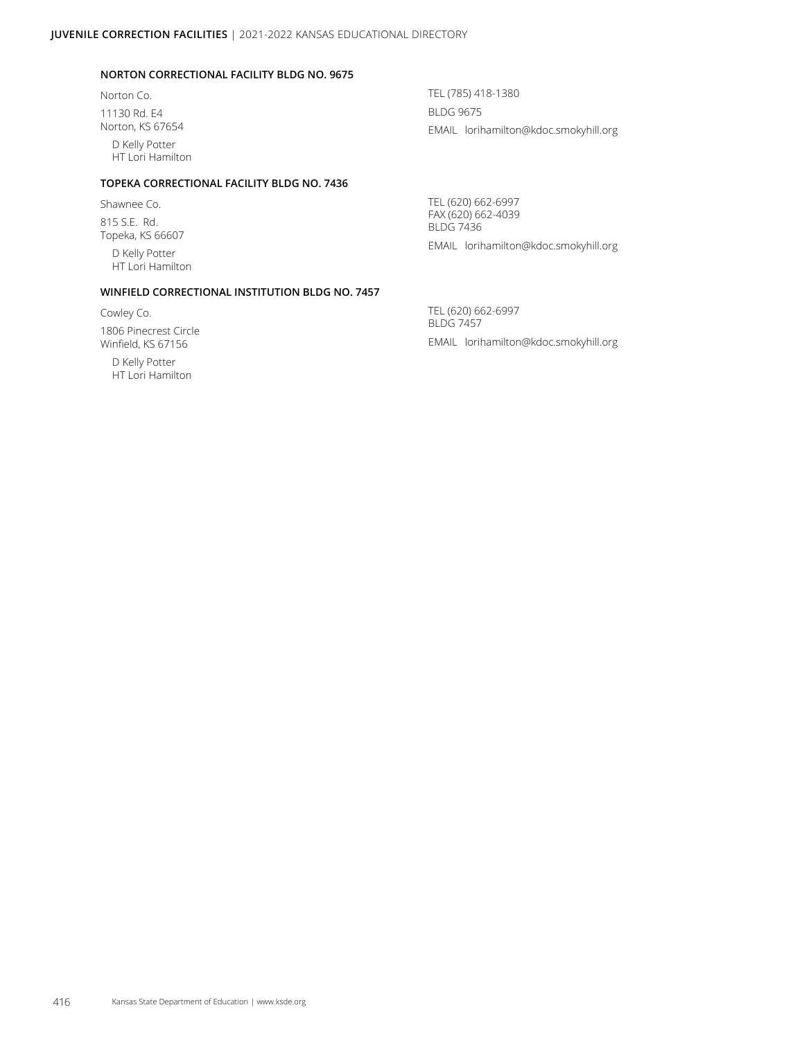### NORTON CORRECTIONAL FACILITY BLDG NO. 9675

Norton Co.

11130 Rd. E4
Norton, KS 67654

D Kelly Potter
HT Lori Hamilton

TEL (785) 418-1380

BLDG 9675

EMAIL lorihamilton@kdoc.smokyhill.org

### TOPEKA CORRECTIONAL FACILITY BLDG NO. 7436

Shawnee Co.

815 S.E. Rd.
Topeka, KS 66607

D Kelly Potter
HT Lori Hamilton

TEL (620) 662-6997
FAX (620) 662-4039
BLDG 7436

EMAIL lorihamilton@kdoc.smokyhill.org

### WINFIELD CORRECTIONAL INSTITUTION BLDG NO. 7457

Cowley Co.

1806 Pinecrest Circle
Winfield, KS 67156

D Kelly Potter
HT Lori Hamilton

TEL (620) 662-6997
BLDG 7457

EMAIL lorihamilton@kdoc.smokyhill.org